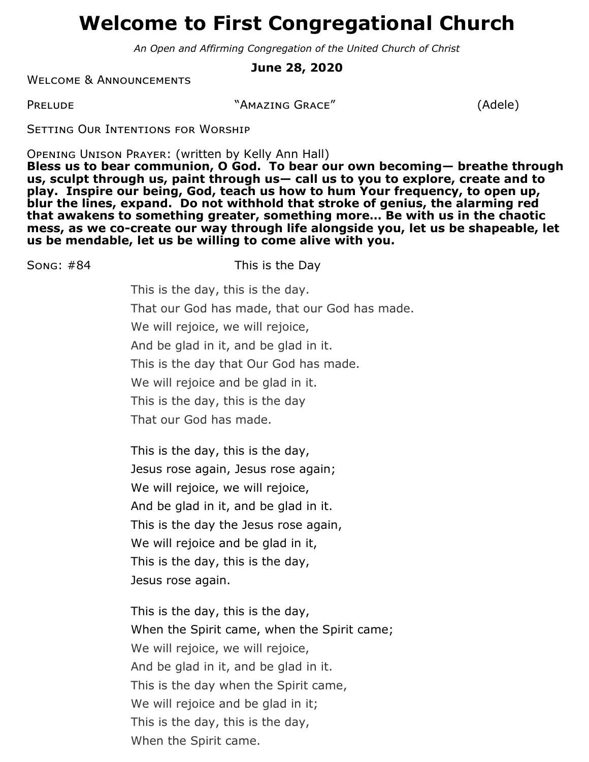# Welcome to First Congregational Church

*An Open and Affirming Congregation of the United Church of Christ*

**June 28, 2020**

Welcome & Announcements

Prelude "Amazing Grace" (Adele)

Setting Our Intentions for Worship

Opening Unison Prayer: (written by Kelly Ann Hall)

**Bless us to bear communion, O God. To bear our own becoming— breathe through us, sculpt through us, paint through us— call us to you to explore, create and to play. Inspire our being, God, teach us how to hum Your frequency, to open up, blur the lines, expand. Do not withhold that stroke of genius, the alarming red that awakens to something greater, something more… Be with us in the chaotic mess, as we co-create our way through life alongside you, let us be shapeable, let us be mendable, let us be willing to come alive with you.**

Song: #84 This is the Day

This is the day, this is the day.
That our God has made, that our God has made.
We will rejoice, we will rejoice,
And be glad in it, and be glad in it.
This is the day that Our God has made.
We will rejoice and be glad in it.
This is the day, this is the day
That our God has made.

This is the day, this is the day,
Jesus rose again, Jesus rose again;
We will rejoice, we will rejoice,
And be glad in it, and be glad in it.
This is the day the Jesus rose again,
We will rejoice and be glad in it,
This is the day, this is the day,
Jesus rose again.

This is the day, this is the day,
When the Spirit came, when the Spirit came;
We will rejoice, we will rejoice,
And be glad in it, and be glad in it.
This is the day when the Spirit came,
We will rejoice and be glad in it;
This is the day, this is the day,
When the Spirit came.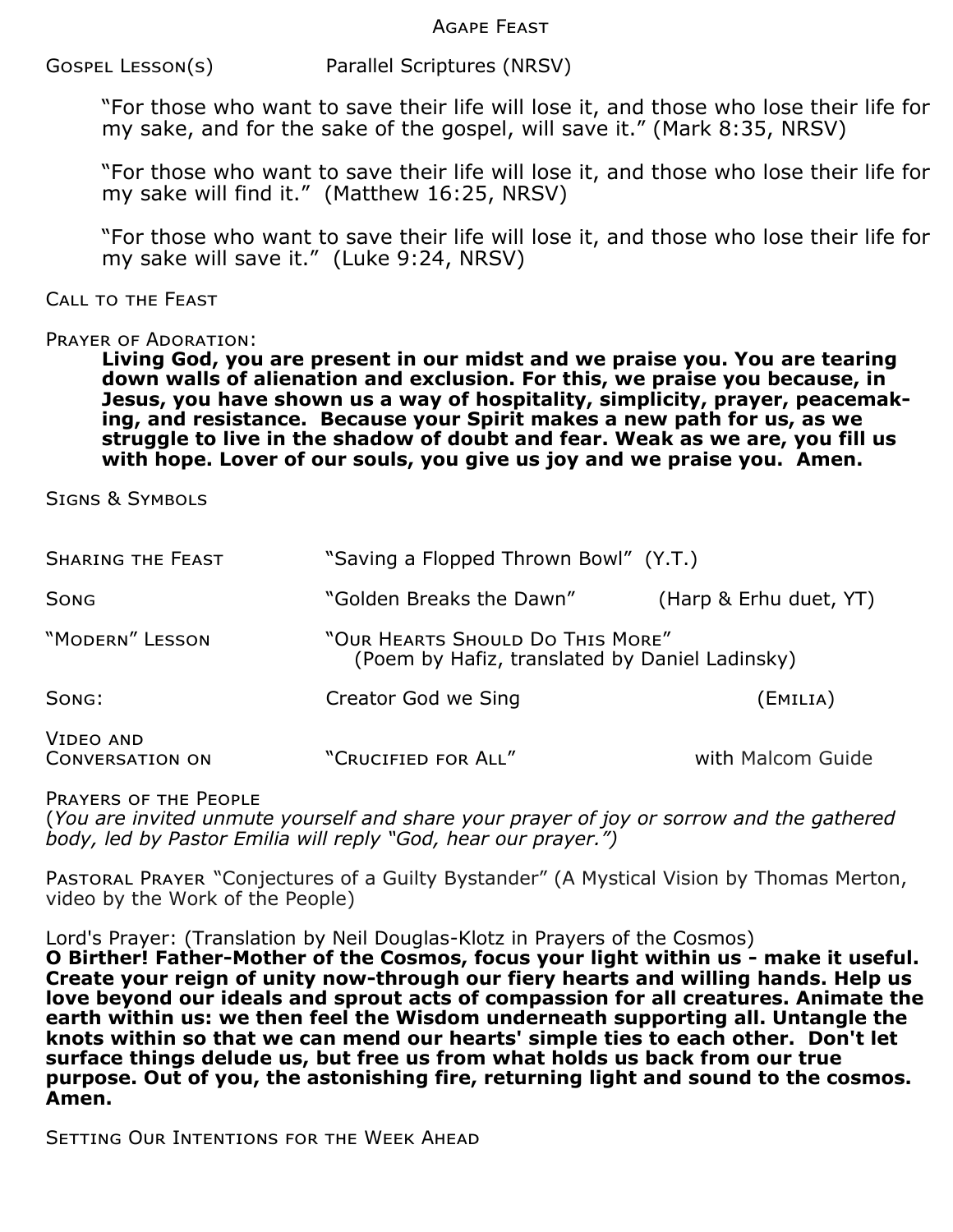## Agape Feast

Gospel Lesson(s) Parallel Scriptures (NRSV)

> "For those who want to save their life will lose it, and those who lose their life for my sake, and for the sake of the gospel, will save it." (Mark 8:35, NRSV)

> "For those who want to save their life will lose it, and those who lose their life for my sake will find it." (Matthew 16:25, NRSV)

> "For those who want to save their life will lose it, and those who lose their life for my sake will save it." (Luke 9:24, NRSV)

Call to the Feast

Prayer of Adoration:

**Living God, you are present in our midst and we praise you. You are tearing down walls of alienation and exclusion. For this, we praise you because, in Jesus, you have shown us a way of hospitality, simplicity, prayer, peacemaking, and resistance. Because your Spirit makes a new path for us, as we struggle to live in the shadow of doubt and fear. Weak as we are, you fill us with hope. Lover of our souls, you give us joy and we praise you. Amen.**

Signs & Symbols

| | | |
|---|---|---|
| Sharing the Feast | "Saving a Flopped Thrown Bowl" (Y.T.) | |
| Song | "Golden Breaks the Dawn" | (Harp & Erhu duet, YT) |
| "Modern" Lesson | "Our Hearts Should Do This More" (Poem by Hafiz, translated by Daniel Ladinsky) | |
| Song: | Creator God we Sing | (Emilia) |
| Video and Conversation on | "Crucified for All" | with Malcom Guide |

Prayers of the People
(*You are invited unmute yourself and share your prayer of joy or sorrow and the gathered body, led by Pastor Emilia will reply "God, hear our prayer.")*

Pastoral Prayer "Conjectures of a Guilty Bystander" (A Mystical Vision by Thomas Merton, video by the Work of the People)

Lord's Prayer: (Translation by Neil Douglas-Klotz in Prayers of the Cosmos)
**O Birther! Father-Mother of the Cosmos, focus your light within us - make it useful. Create your reign of unity now-through our fiery hearts and willing hands. Help us love beyond our ideals and sprout acts of compassion for all creatures. Animate the earth within us: we then feel the Wisdom underneath supporting all. Untangle the knots within so that we can mend our hearts' simple ties to each other. Don't let surface things delude us, but free us from what holds us back from our true purpose. Out of you, the astonishing fire, returning light and sound to the cosmos. Amen.**

Setting Our Intentions for the Week Ahead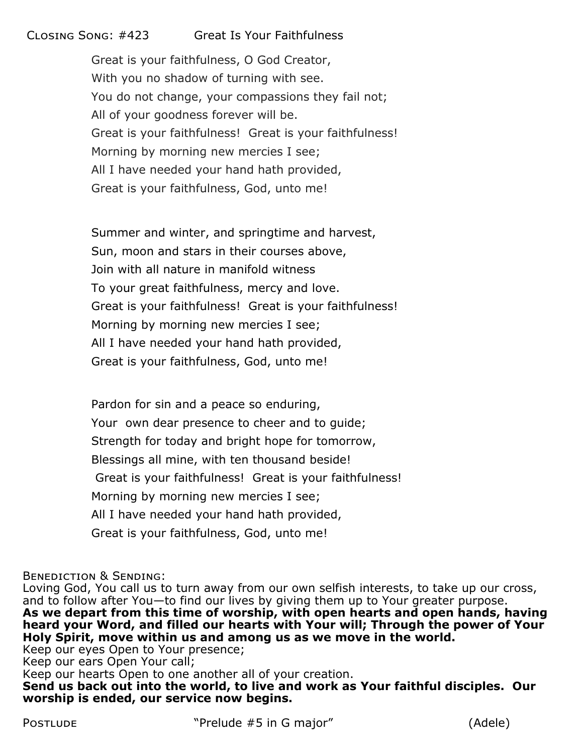Closing Song: #423    Great Is Your Faithfulness

Great is your faithfulness, O God Creator,
With you no shadow of turning with see.
You do not change, your compassions they fail not;
All of your goodness forever will be.
Great is your faithfulness!  Great is your faithfulness!
Morning by morning new mercies I see;
All I have needed your hand hath provided,
Great is your faithfulness, God, unto me!

Summer and winter, and springtime and harvest,
Sun, moon and stars in their courses above,
Join with all nature in manifold witness
To your great faithfulness, mercy and love.
Great is your faithfulness!  Great is your faithfulness!
Morning by morning new mercies I see;
All I have needed your hand hath provided,
Great is your faithfulness, God, unto me!

Pardon for sin and a peace so enduring,
Your own dear presence to cheer and to guide;
Strength for today and bright hope for tomorrow,
Blessings all mine, with ten thousand beside!
Great is your faithfulness!  Great is your faithfulness!
Morning by morning new mercies I see;
All I have needed your hand hath provided,
Great is your faithfulness, God, unto me!

Benediction & Sending:
Loving God, You call us to turn away from our own selfish interests, to take up our cross, and to follow after You—to find our lives by giving them up to Your greater purpose.
**As we depart from this time of worship, with open hearts and open hands, having heard your Word, and filled our hearts with Your will; Through the power of Your Holy Spirit, move within us and among us as we move in the world.**
Keep our eyes Open to Your presence;
Keep our ears Open Your call;
Keep our hearts Open to one another all of your creation.
**Send us back out into the world, to live and work as Your faithful disciples.  Our worship is ended, our service now begins.**

Postlude    "Prelude #5 in G major"    (Adele)